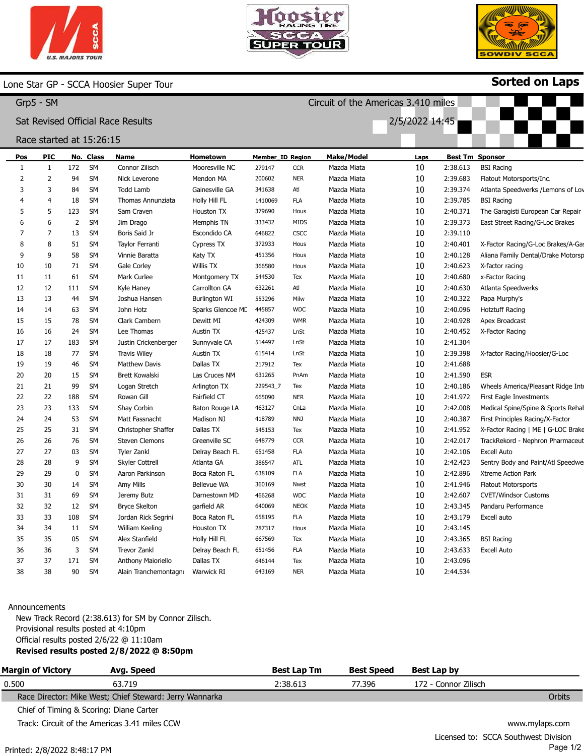# Lone Star GP - SCCA Hoosier Super Tour

**Sorted on Laps**

## Grp5 - SM

Circuit of the Americas 3.410 miles

Sat Revised Official Race Results

2/5/2022 14:45

Race started at 15:26:15

| Pos | PIC | No. | Class | Name | Hometown | Member_ID | Region | Make/Model | Laps | Best Tm | Sponsor |
|---|---|---|---|---|---|---|---|---|---|---|---|
| 1 | 1 | 172 | SM | Connor Zilisch | Mooresville NC | 279147 | CCR | Mazda Miata | 10 | 2:38.613 | BSI Racing |
| 2 | 2 | 94 | SM | Nick Leverone | Mendon MA | 200602 | NER | Mazda Miata | 10 | 2:39.683 | Flatout Motorsports/Inc. |
| 3 | 3 | 84 | SM | Todd Lamb | Gainesville GA | 341638 | Atl | Mazda Miata | 10 | 2:39.374 | Atlanta Speedwerks /Lemons of Lov |
| 4 | 4 | 18 | SM | Thomas Annunziata | Holly Hill FL | 1410069 | FLA | Mazda Miata | 10 | 2:39.785 | BSI Racing |
| 5 | 5 | 123 | SM | Sam Craven | Houston TX | 379690 | Hous | Mazda Miata | 10 | 2:40.371 | The Garagisti European Car Repair |
| 6 | 6 | 2 | SM | Jim Drago | Memphis TN | 333432 | MIDS | Mazda Miata | 10 | 2:39.373 | East Street Racing/G-Loc Brakes |
| 7 | 7 | 13 | SM | Boris Said Jr | Escondido CA | 646822 | CSCC | Mazda Miata | 10 | 2:39.110 | |
| 8 | 8 | 51 | SM | Taylor Ferranti | Cypress TX | 372933 | Hous | Mazda Miata | 10 | 2:40.401 | X-Factor Racing/G-Loc Brakes/A-Ga |
| 9 | 9 | 58 | SM | Vinnie Baratta | Katy TX | 451356 | Hous | Mazda Miata | 10 | 2:40.128 | Aliana Family Dental/Drake Motorsp |
| 10 | 10 | 71 | SM | Gale Corley | Willis TX | 366580 | Hous | Mazda Miata | 10 | 2:40.623 | X-factor racing |
| 11 | 11 | 61 | SM | Mark Curlee | Montgomery TX | 544530 | Tex | Mazda Miata | 10 | 2:40.680 | x-Factor Racing |
| 12 | 12 | 111 | SM | Kyle Haney | Carrollton GA | 632261 | Atl | Mazda Miata | 10 | 2:40.630 | Atlanta Speedwerks |
| 13 | 13 | 44 | SM | Joshua Hansen | Burlington WI | 553296 | Milw | Mazda Miata | 10 | 2:40.322 | Papa Murphy's |
| 14 | 14 | 63 | SM | John Hotz | Sparks Glencoe MD | 445857 | WDC | Mazda Miata | 10 | 2:40.096 | Hotztuff Racing |
| 15 | 15 | 78 | SM | Clark Cambern | Dewitt MI | 424309 | WMR | Mazda Miata | 10 | 2:40.928 | Apex Broadcast |
| 16 | 16 | 24 | SM | Lee Thomas | Austin TX | 425437 | LnSt | Mazda Miata | 10 | 2:40.452 | X-Factor Racing |
| 17 | 17 | 183 | SM | Justin Crickenberger | Sunnyvale CA | 514497 | LnSt | Mazda Miata | 10 | 2:41.304 | |
| 18 | 18 | 77 | SM | Travis Wiley | Austin TX | 615414 | LnSt | Mazda Miata | 10 | 2:39.398 | X-factor Racing/Hoosier/G-Loc |
| 19 | 19 | 46 | SM | Matthew Davis | Dallas TX | 217912 | Tex | Mazda Miata | 10 | 2:41.688 | |
| 20 | 20 | 15 | SM | Brett Kowalski | Las Cruces NM | 631265 | PnAm | Mazda Miata | 10 | 2:41.590 | ESR |
| 21 | 21 | 99 | SM | Logan Stretch | Arlington TX | 229543_7 | Tex | Mazda Miata | 10 | 2:40.186 | Wheels America/Pleasant Ridge Inte |
| 22 | 22 | 188 | SM | Rowan Gill | Fairfield CT | 665090 | NER | Mazda Miata | 10 | 2:41.972 | First Eagle Investments |
| 23 | 23 | 133 | SM | Shay Corbin | Baton Rouge LA | 463127 | CnLa | Mazda Miata | 10 | 2:42.008 | Medical Spine/Spine & Sports Rehab |
| 24 | 24 | 53 | SM | Matt Fassnacht | Madison NJ | 418789 | NNJ | Mazda Miata | 10 | 2:40.387 | First Principles Racing/X-Factor |
| 25 | 25 | 31 | SM | Christopher Shaffer | Dallas TX | 545153 | Tex | Mazda Miata | 10 | 2:41.952 | X-Factor Racing \| ME \| G-LOC Brake |
| 26 | 26 | 76 | SM | Steven Clemons | Greenville SC | 648779 | CCR | Mazda Miata | 10 | 2:42.017 | TrackRekord - Nephron Pharmaceut |
| 27 | 27 | 03 | SM | Tyler Zankl | Delray Beach FL | 651458 | FLA | Mazda Miata | 10 | 2:42.106 | Excell Auto |
| 28 | 28 | 9 | SM | Skyler Cottrell | Atlanta GA | 386547 | ATL | Mazda Miata | 10 | 2:42.423 | Sentry Body and Paint/Atl Speedwe |
| 29 | 29 | 0 | SM | Aaron Parkinson | Boca Raton FL | 638109 | FLA | Mazda Miata | 10 | 2:42.896 | Xtreme Action Park |
| 30 | 30 | 14 | SM | Amy Mills | Bellevue WA | 360169 | Nwst | Mazda Miata | 10 | 2:41.946 | Flatout Motorsports |
| 31 | 31 | 69 | SM | Jeremy Butz | Darnestown MD | 466268 | WDC | Mazda Miata | 10 | 2:42.607 | CVET/Windsor Customs |
| 32 | 32 | 12 | SM | Bryce Skelton | garfield AR | 640069 | NEOK | Mazda Miata | 10 | 2:43.345 | Pandaru Performance |
| 33 | 33 | 108 | SM | Jordan Rick Segrini | Boca Raton FL | 658195 | FLA | Mazda Miata | 10 | 2:43.179 | Excell auto |
| 34 | 34 | 11 | SM | William Keeling | Houston TX | 287317 | Hous | Mazda Miata | 10 | 2:43.145 | |
| 35 | 35 | 05 | SM | Alex Stanfield | Holly Hill FL | 667569 | Tex | Mazda Miata | 10 | 2:43.365 | BSI Racing |
| 36 | 36 | 3 | SM | Trevor Zankl | Delray Beach FL | 651456 | FLA | Mazda Miata | 10 | 2:43.633 | Excell Auto |
| 37 | 37 | 171 | SM | Anthony Maioriello | Dallas TX | 646144 | Tex | Mazda Miata | 10 | 2:43.096 | |
| 38 | 38 | 90 | SM | Alain Tranchemontagne | Warwick RI | 643169 | NER | Mazda Miata | 10 | 2:44.534 | |

Announcements

New Track Record (2:38.613) for SM by Connor Zilisch.
Provisional results posted at 4:10pm
Official results posted 2/6/22 @ 11:10am
**Revised results posted 2/8/2022 @ 8:50pm**

| Margin of Victory | Avg. Speed | Best Lap Tm | Best Speed | Best Lap by |
|---|---|---|---|---|
| 0.500 | 63.719 | 2:38.613 | 77.396 | 172 - Connor Zilisch |

Race Director: Mike West; Chief Steward: Jerry Wannarka

Orbits

Chief of Timing & Scoring: Diane Carter

Track: Circuit of the Americas 3.41 miles CCW

www.mylaps.com

Licensed to: SCCA Southwest Division

Printed: 2/8/2022 8:48:17 PM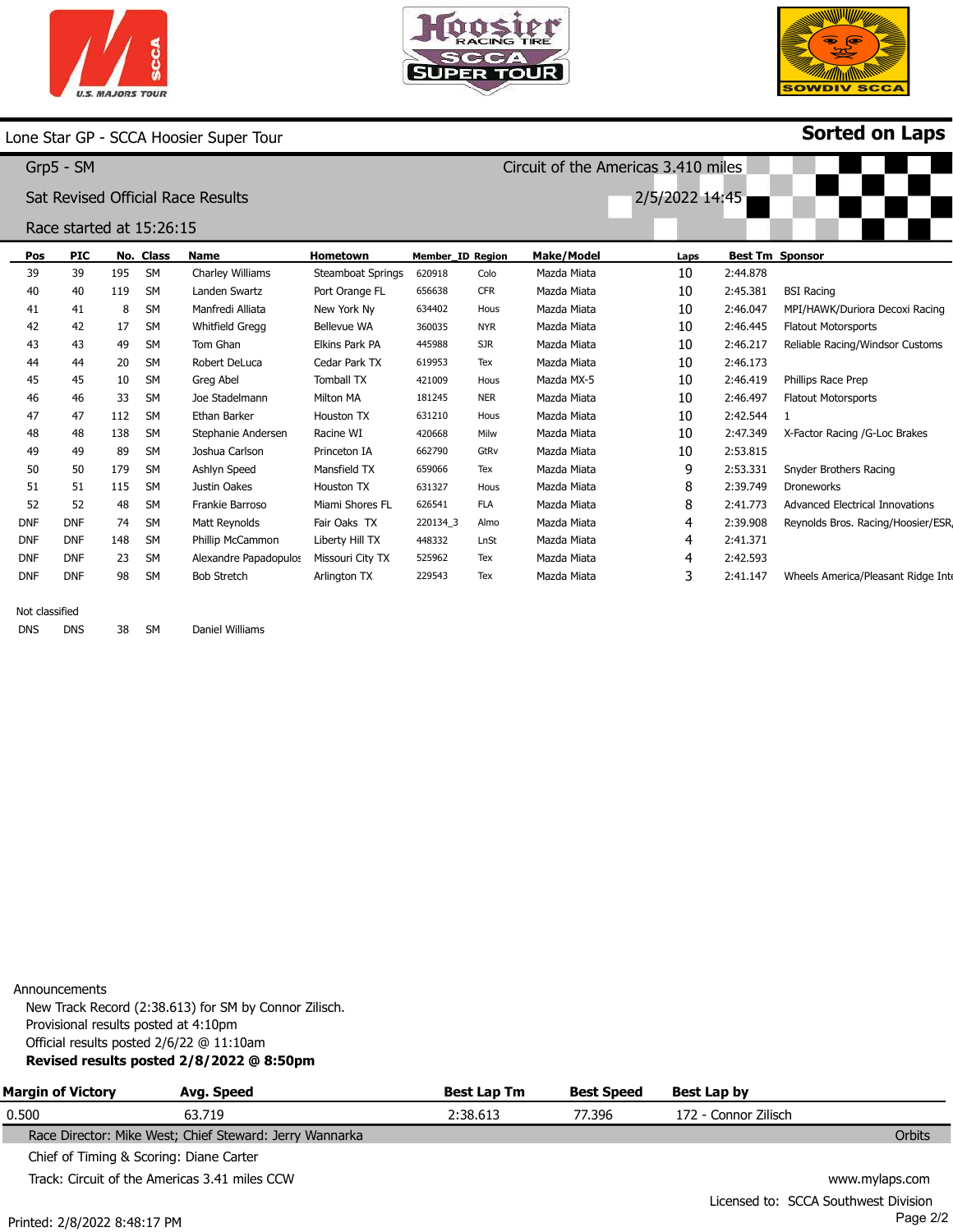Lone Star GP - SCCA Hoosier Super Tour

**Sorted on Laps**

Grp5 - SM

Circuit of the Americas 3.410 miles

Sat Revised Official Race Results

2/5/2022 14:45

Race started at 15:26:15

| Pos | PIC | No. | Class | Name | Hometown | Member_ID | Region | Make/Model | Laps | Best Tm | Sponsor |
|---|---|---|---|---|---|---|---|---|---|---|---|
| 39 | 39 | 195 | SM | Charley Williams | Steamboat Springs | 620918 | Colo | Mazda Miata | 10 | 2:44.878 | |
| 40 | 40 | 119 | SM | Landen Swartz | Port Orange FL | 656638 | CFR | Mazda Miata | 10 | 2:45.381 | BSI Racing |
| 41 | 41 | 8 | SM | Manfredi Alliata | New York Ny | 634402 | Hous | Mazda Miata | 10 | 2:46.047 | MPI/HAWK/Duriora Decoxi Racing |
| 42 | 42 | 17 | SM | Whitfield Gregg | Bellevue WA | 360035 | NYR | Mazda Miata | 10 | 2:46.445 | Flatout Motorsports |
| 43 | 43 | 49 | SM | Tom Ghan | Elkins Park PA | 445988 | SJR | Mazda Miata | 10 | 2:46.217 | Reliable Racing/Windsor Customs |
| 44 | 44 | 20 | SM | Robert DeLuca | Cedar Park TX | 619953 | Tex | Mazda Miata | 10 | 2:46.173 | |
| 45 | 45 | 10 | SM | Greg Abel | Tomball TX | 421009 | Hous | Mazda MX-5 | 10 | 2:46.419 | Phillips Race Prep |
| 46 | 46 | 33 | SM | Joe Stadelmann | Milton MA | 181245 | NER | Mazda Miata | 10 | 2:46.497 | Flatout Motorsports |
| 47 | 47 | 112 | SM | Ethan Barker | Houston TX | 631210 | Hous | Mazda Miata | 10 | 2:42.544 | 1 |
| 48 | 48 | 138 | SM | Stephanie Andersen | Racine WI | 420668 | Milw | Mazda Miata | 10 | 2:47.349 | X-Factor Racing /G-Loc Brakes |
| 49 | 49 | 89 | SM | Joshua Carlson | Princeton IA | 662790 | GtRv | Mazda Miata | 10 | 2:53.815 | |
| 50 | 50 | 179 | SM | Ashlyn Speed | Mansfield TX | 659066 | Tex | Mazda Miata | 9 | 2:53.331 | Snyder Brothers Racing |
| 51 | 51 | 115 | SM | Justin Oakes | Houston TX | 631327 | Hous | Mazda Miata | 8 | 2:39.749 | Droneworks |
| 52 | 52 | 48 | SM | Frankie Barroso | Miami Shores FL | 626541 | FLA | Mazda Miata | 8 | 2:41.773 | Advanced Electrical Innovations |
| DNF | DNF | 74 | SM | Matt Reynolds | Fair Oaks TX | 220134_3 | Almo | Mazda Miata | 4 | 2:39.908 | Reynolds Bros. Racing/Hoosier/ESR, |
| DNF | DNF | 148 | SM | Phillip McCammon | Liberty Hill TX | 448332 | LnSt | Mazda Miata | 4 | 2:41.371 | |
| DNF | DNF | 23 | SM | Alexandre Papadopulos | Missouri City TX | 525962 | Tex | Mazda Miata | 4 | 2:42.593 | |
| DNF | DNF | 98 | SM | Bob Stretch | Arlington TX | 229543 | Tex | Mazda Miata | 3 | 2:41.147 | Wheels America/Pleasant Ridge Inte |

Not classified

| Pos | PIC | No. | Class | Name |
|---|---|---|---|---|
| DNS | DNS | 38 | SM | Daniel Williams |

Announcements

New Track Record (2:38.613) for SM by Connor Zilisch.
Provisional results posted at 4:10pm
Official results posted 2/6/22 @ 11:10am
**Revised results posted 2/8/2022 @ 8:50pm**

| Margin of Victory | Avg. Speed | Best Lap Tm | Best Speed | Best Lap by |
|---|---|---|---|---|
| 0.500 | 63.719 | 2:38.613 | 77.396 | 172 - Connor Zilisch |

Race Director: Mike West; Chief Steward: Jerry Wannarka

Orbits

Chief of Timing & Scoring: Diane Carter

Track: Circuit of the Americas 3.41 miles CCW

www.mylaps.com

Licensed to: SCCA Southwest Division

Printed: 2/8/2022 8:48:17 PM